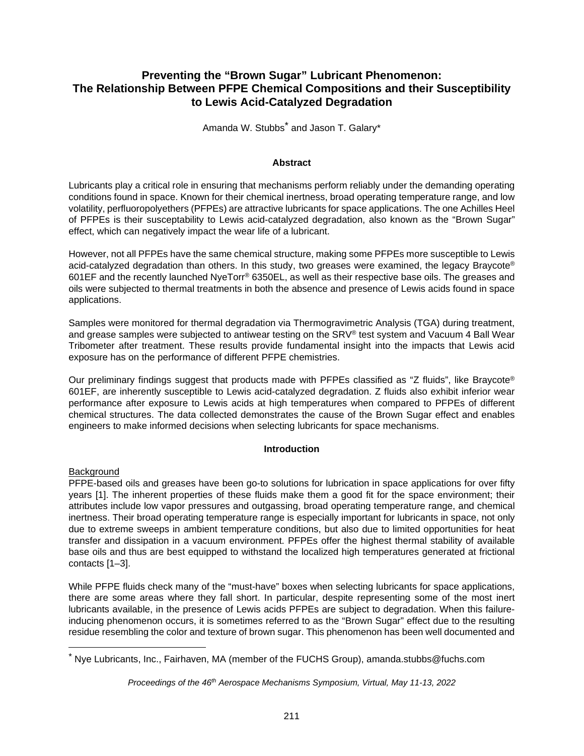# Preventing the "Brown Sugar" Lubricant Phenomenon: The Relationship Between PFPE Chemical Compositions and their Susceptibility to Lewis Acid-Catalyzed Degradation

Amanda W. Stubbs* and Jason T. Galary*

## Abstract

Lubricants play a critical role in ensuring that mechanisms perform reliably under the demanding operating conditions found in space. Known for their chemical inertness, broad operating temperature range, and low volatility, perfluoropolyethers (PFPEs) are attractive lubricants for space applications. The one Achilles Heel of PFPEs is their susceptability to Lewis acid-catalyzed degradation, also known as the "Brown Sugar" effect, which can negatively impact the wear life of a lubricant.

However, not all PFPEs have the same chemical structure, making some PFPEs more susceptible to Lewis acid-catalyzed degradation than others. In this study, two greases were examined, the legacy Braycote® 601EF and the recently launched NyeTorr® 6350EL, as well as their respective base oils. The greases and oils were subjected to thermal treatments in both the absence and presence of Lewis acids found in space applications.

Samples were monitored for thermal degradation via Thermogravimetric Analysis (TGA) during treatment, and grease samples were subjected to antiwear testing on the SRV® test system and Vacuum 4 Ball Wear Tribometer after treatment. These results provide fundamental insight into the impacts that Lewis acid exposure has on the performance of different PFPE chemistries.

Our preliminary findings suggest that products made with PFPEs classified as "Z fluids", like Braycote® 601EF, are inherently susceptible to Lewis acid-catalyzed degradation. Z fluids also exhibit inferior wear performance after exposure to Lewis acids at high temperatures when compared to PFPEs of different chemical structures. The data collected demonstrates the cause of the Brown Sugar effect and enables engineers to make informed decisions when selecting lubricants for space mechanisms.

## Introduction

### Background

PFPE-based oils and greases have been go-to solutions for lubrication in space applications for over fifty years [1]. The inherent properties of these fluids make them a good fit for the space environment; their attributes include low vapor pressures and outgassing, broad operating temperature range, and chemical inertness. Their broad operating temperature range is especially important for lubricants in space, not only due to extreme sweeps in ambient temperature conditions, but also due to limited opportunities for heat transfer and dissipation in a vacuum environment. PFPEs offer the highest thermal stability of available base oils and thus are best equipped to withstand the localized high temperatures generated at frictional contacts [1–3].

While PFPE fluids check many of the "must-have" boxes when selecting lubricants for space applications, there are some areas where they fall short. In particular, despite representing some of the most inert lubricants available, in the presence of Lewis acids PFPEs are subject to degradation. When this failure-inducing phenomenon occurs, it is sometimes referred to as the "Brown Sugar" effect due to the resulting residue resembling the color and texture of brown sugar. This phenomenon has been well documented and

---

* Nye Lubricants, Inc., Fairhaven, MA (member of the FUCHS Group), amanda.stubbs@fuchs.com

*Proceedings of the 46th Aerospace Mechanisms Symposium, Virtual, May 11-13, 2022*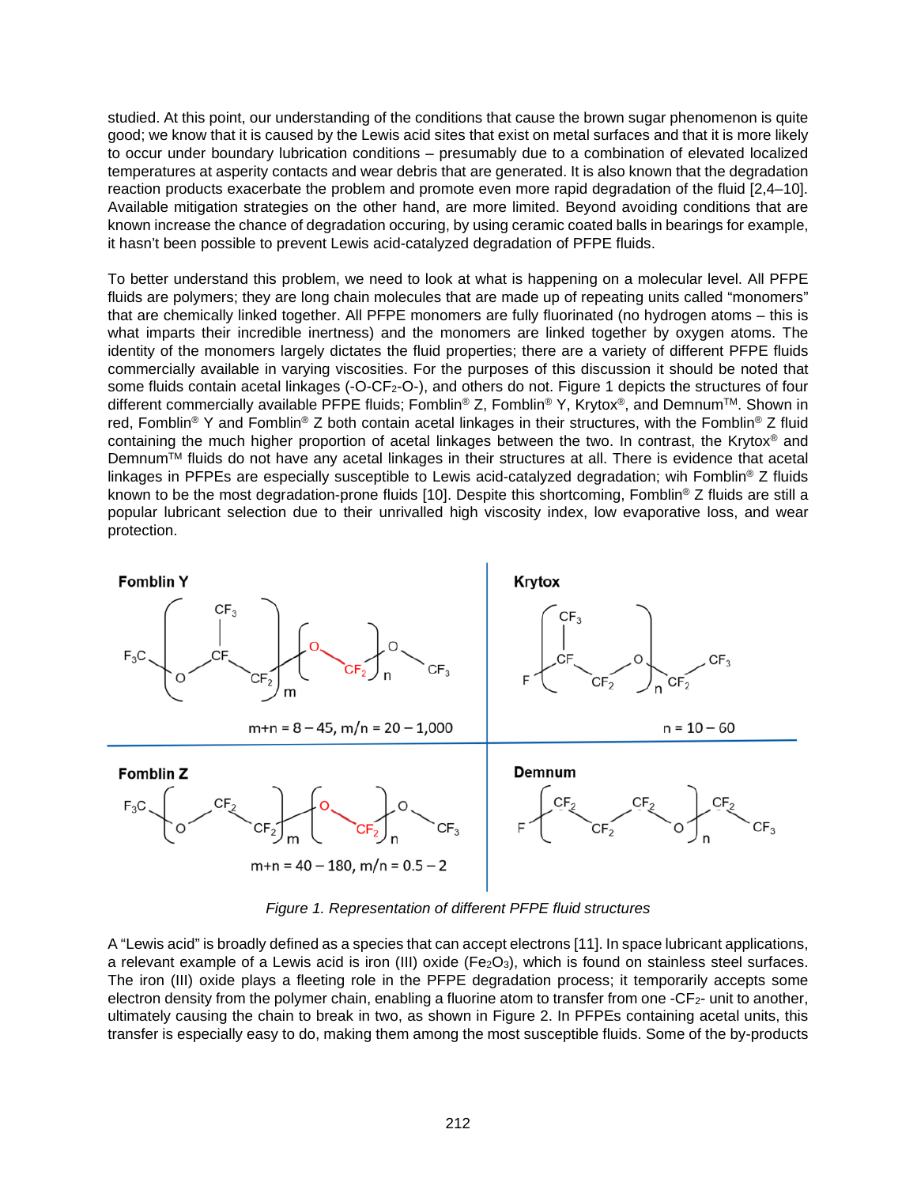studied. At this point, our understanding of the conditions that cause the brown sugar phenomenon is quite good; we know that it is caused by the Lewis acid sites that exist on metal surfaces and that it is more likely to occur under boundary lubrication conditions – presumably due to a combination of elevated localized temperatures at asperity contacts and wear debris that are generated. It is also known that the degradation reaction products exacerbate the problem and promote even more rapid degradation of the fluid [2,4–10]. Available mitigation strategies on the other hand, are more limited. Beyond avoiding conditions that are known increase the chance of degradation occuring, by using ceramic coated balls in bearings for example, it hasn't been possible to prevent Lewis acid-catalyzed degradation of PFPE fluids.

To better understand this problem, we need to look at what is happening on a molecular level. All PFPE fluids are polymers; they are long chain molecules that are made up of repeating units called "monomers" that are chemically linked together. All PFPE monomers are fully fluorinated (no hydrogen atoms – this is what imparts their incredible inertness) and the monomers are linked together by oxygen atoms. The identity of the monomers largely dictates the fluid properties; there are a variety of different PFPE fluids commercially available in varying viscosities. For the purposes of this discussion it should be noted that some fluids contain acetal linkages ($-O-CF_2-O-$), and others do not. Figure 1 depicts the structures of four different commercially available PFPE fluids; Fomblin® Z, Fomblin® Y, Krytox®, and Demnum™. Shown in red, Fomblin® Y and Fomblin® Z both contain acetal linkages in their structures, with the Fomblin® Z fluid containing the much higher proportion of acetal linkages between the two. In contrast, the Krytox® and Demnum™ fluids do not have any acetal linkages in their structures at all. There is evidence that acetal linkages in PFPEs are especially susceptible to Lewis acid-catalyzed degradation; wih Fomblin® Z fluids known to be the most degradation-prone fluids [10]. Despite this shortcoming, Fomblin® Z fluids are still a popular lubricant selection due to their unrivalled high viscosity index, low evaporative loss, and wear protection.

**Fomblin Y**

$m+n = 8 - 45$, $m/n = 20 - 1{,}000$

**Krytox**

$n = 10 - 60$

**Fomblin Z**

$m+n = 40 - 180$, $m/n = 0.5 - 2$

**Demnum**

*Figure 1. Representation of different PFPE fluid structures*

A "Lewis acid" is broadly defined as a species that can accept electrons [11]. In space lubricant applications, a relevant example of a Lewis acid is iron (III) oxide ($Fe_2O_3$), which is found on stainless steel surfaces. The iron (III) oxide plays a fleeting role in the PFPE degradation process; it temporarily accepts some electron density from the polymer chain, enabling a fluorine atom to transfer from one $-CF_2-$ unit to another, ultimately causing the chain to break in two, as shown in Figure 2. In PFPEs containing acetal units, this transfer is especially easy to do, making them among the most susceptible fluids. Some of the by-products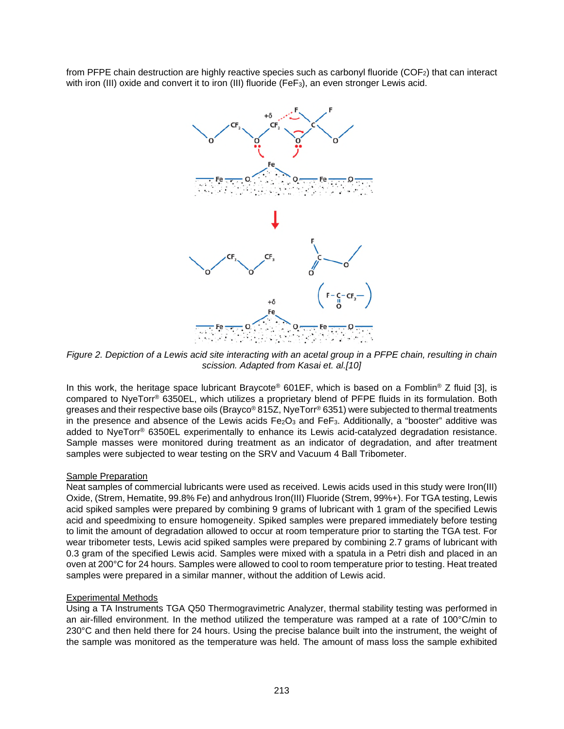from PFPE chain destruction are highly reactive species such as carbonyl fluoride ($COF_2$) that can interact with iron (III) oxide and convert it to iron (III) fluoride ($FeF_3$), an even stronger Lewis acid.

*Figure 2. Depiction of a Lewis acid site interacting with an acetal group in a PFPE chain, resulting in chain scission. Adapted from Kasai et. al.[10]*

In this work, the heritage space lubricant Braycote® 601EF, which is based on a Fomblin® Z fluid [3], is compared to NyeTorr® 6350EL, which utilizes a proprietary blend of PFPE fluids in its formulation. Both greases and their respective base oils (Brayco® 815Z, NyeTorr® 6351) were subjected to thermal treatments in the presence and absence of the Lewis acids $Fe_2O_3$ and $FeF_3$. Additionally, a "booster" additive was added to NyeTorr® 6350EL experimentally to enhance its Lewis acid-catalyzed degradation resistance. Sample masses were monitored during treatment as an indicator of degradation, and after treatment samples were subjected to wear testing on the SRV and Vacuum 4 Ball Tribometer.

## Sample Preparation

Neat samples of commercial lubricants were used as received. Lewis acids used in this study were Iron(III) Oxide, (Strem, Hematite, 99.8% Fe) and anhydrous Iron(III) Fluoride (Strem, 99%+). For TGA testing, Lewis acid spiked samples were prepared by combining 9 grams of lubricant with 1 gram of the specified Lewis acid and speedmixing to ensure homogeneity. Spiked samples were prepared immediately before testing to limit the amount of degradation allowed to occur at room temperature prior to starting the TGA test. For wear tribometer tests, Lewis acid spiked samples were prepared by combining 2.7 grams of lubricant with 0.3 gram of the specified Lewis acid. Samples were mixed with a spatula in a Petri dish and placed in an oven at 200°C for 24 hours. Samples were allowed to cool to room temperature prior to testing. Heat treated samples were prepared in a similar manner, without the addition of Lewis acid.

## Experimental Methods

Using a TA Instruments TGA Q50 Thermogravimetric Analyzer, thermal stability testing was performed in an air-filled environment. In the method utilized the temperature was ramped at a rate of 100°C/min to 230°C and then held there for 24 hours. Using the precise balance built into the instrument, the weight of the sample was monitored as the temperature was held. The amount of mass loss the sample exhibited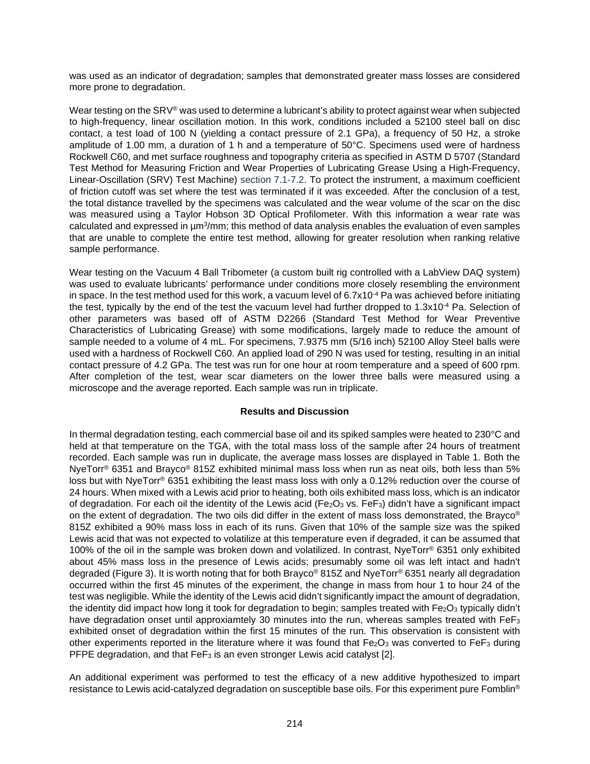was used as an indicator of degradation; samples that demonstrated greater mass losses are considered more prone to degradation.

Wear testing on the SRV® was used to determine a lubricant's ability to protect against wear when subjected to high-frequency, linear oscillation motion. In this work, conditions included a 52100 steel ball on disc contact, a test load of 100 N (yielding a contact pressure of 2.1 GPa), a frequency of 50 Hz, a stroke amplitude of 1.00 mm, a duration of 1 h and a temperature of 50°C. Specimens used were of hardness Rockwell C60, and met surface roughness and topography criteria as specified in ASTM D 5707 (Standard Test Method for Measuring Friction and Wear Properties of Lubricating Grease Using a High-Frequency, Linear-Oscillation (SRV) Test Machine) section 7.1-7.2. To protect the instrument, a maximum coefficient of friction cutoff was set where the test was terminated if it was exceeded. After the conclusion of a test, the total distance travelled by the specimens was calculated and the wear volume of the scar on the disc was measured using a Taylor Hobson 3D Optical Profilometer. With this information a wear rate was calculated and expressed in $\mu m^3/mm$; this method of data analysis enables the evaluation of even samples that are unable to complete the entire test method, allowing for greater resolution when ranking relative sample performance.

Wear testing on the Vacuum 4 Ball Tribometer (a custom built rig controlled with a LabView DAQ system) was used to evaluate lubricants' performance under conditions more closely resembling the environment in space. In the test method used for this work, a vacuum level of $6.7 \times 10^{-4}$ Pa was achieved before initiating the test, typically by the end of the test the vacuum level had further dropped to $1.3 \times 10^{-4}$ Pa. Selection of other parameters was based off of ASTM D2266 (Standard Test Method for Wear Preventive Characteristics of Lubricating Grease) with some modifications, largely made to reduce the amount of sample needed to a volume of 4 mL. For specimens, 7.9375 mm (5/16 inch) 52100 Alloy Steel balls were used with a hardness of Rockwell C60. An applied load of 290 N was used for testing, resulting in an initial contact pressure of 4.2 GPa. The test was run for one hour at room temperature and a speed of 600 rpm. After completion of the test, wear scar diameters on the lower three balls were measured using a microscope and the average reported. Each sample was run in triplicate.

## Results and Discussion

In thermal degradation testing, each commercial base oil and its spiked samples were heated to 230°C and held at that temperature on the TGA, with the total mass loss of the sample after 24 hours of treatment recorded. Each sample was run in duplicate, the average mass losses are displayed in Table 1. Both the NyeTorr® 6351 and Brayco® 815Z exhibited minimal mass loss when run as neat oils, both less than 5% loss but with NyeTorr® 6351 exhibiting the least mass loss with only a 0.12% reduction over the course of 24 hours. When mixed with a Lewis acid prior to heating, both oils exhibited mass loss, which is an indicator of degradation. For each oil the identity of the Lewis acid ($Fe_2O_3$ vs. $FeF_3$) didn't have a significant impact on the extent of degradation. The two oils did differ in the extent of mass loss demonstrated, the Brayco® 815Z exhibited a 90% mass loss in each of its runs. Given that 10% of the sample size was the spiked Lewis acid that was not expected to volatilize at this temperature even if degraded, it can be assumed that 100% of the oil in the sample was broken down and volatilized. In contrast, NyeTorr® 6351 only exhibited about 45% mass loss in the presence of Lewis acids; presumably some oil was left intact and hadn't degraded (Figure 3). It is worth noting that for both Brayco® 815Z and NyeTorr® 6351 nearly all degradation occurred within the first 45 minutes of the experiment, the change in mass from hour 1 to hour 24 of the test was negligible. While the identity of the Lewis acid didn't significantly impact the amount of degradation, the identity did impact how long it took for degradation to begin; samples treated with $Fe_2O_3$ typically didn't have degradation onset until approxiamtely 30 minutes into the run, whereas samples treated with $FeF_3$ exhibited onset of degradation within the first 15 minutes of the run. This observation is consistent with other experiments reported in the literature where it was found that $Fe_2O_3$ was converted to $FeF_3$ during PFPE degradation, and that $FeF_3$ is an even stronger Lewis acid catalyst [2].

An additional experiment was performed to test the efficacy of a new additive hypothesized to impart resistance to Lewis acid-catalyzed degradation on susceptible base oils. For this experiment pure Fomblin®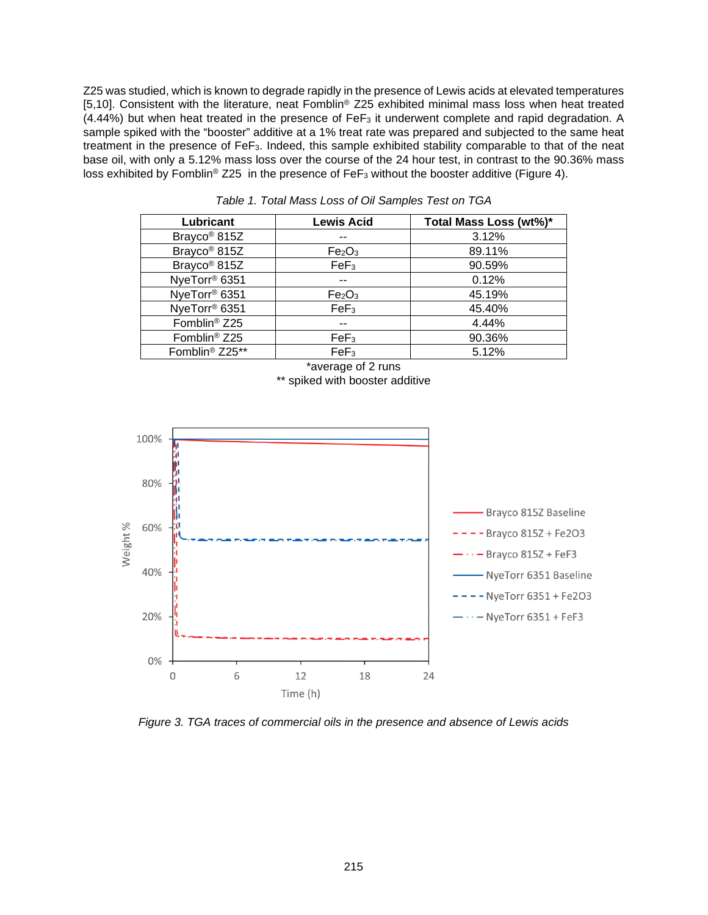Z25 was studied, which is known to degrade rapidly in the presence of Lewis acids at elevated temperatures [5,10]. Consistent with the literature, neat Fomblin® Z25 exhibited minimal mass loss when heat treated (4.44%) but when heat treated in the presence of $FeF_3$ it underwent complete and rapid degradation. A sample spiked with the "booster" additive at a 1% treat rate was prepared and subjected to the same heat treatment in the presence of $FeF_3$. Indeed, this sample exhibited stability comparable to that of the neat base oil, with only a 5.12% mass loss over the course of the 24 hour test, in contrast to the 90.36% mass loss exhibited by Fomblin® Z25 in the presence of $FeF_3$ without the booster additive (Figure 4).

*Table 1. Total Mass Loss of Oil Samples Test on TGA*

| Lubricant | Lewis Acid | Total Mass Loss (wt%)* |
|---|---|---|
| Brayco® 815Z | -- | 3.12% |
| Brayco® 815Z | $Fe_2O_3$ | 89.11% |
| Brayco® 815Z | $FeF_3$ | 90.59% |
| NyeTorr® 6351 | -- | 0.12% |
| NyeTorr® 6351 | $Fe_2O_3$ | 45.19% |
| NyeTorr® 6351 | $FeF_3$ | 45.40% |
| Fomblin® Z25 | -- | 4.44% |
| Fomblin® Z25 | $FeF_3$ | 90.36% |
| Fomblin® Z25** | $FeF_3$ | 5.12% |

*average of 2 runs

** spiked with booster additive

*Figure 3. TGA traces of commercial oils in the presence and absence of Lewis acids*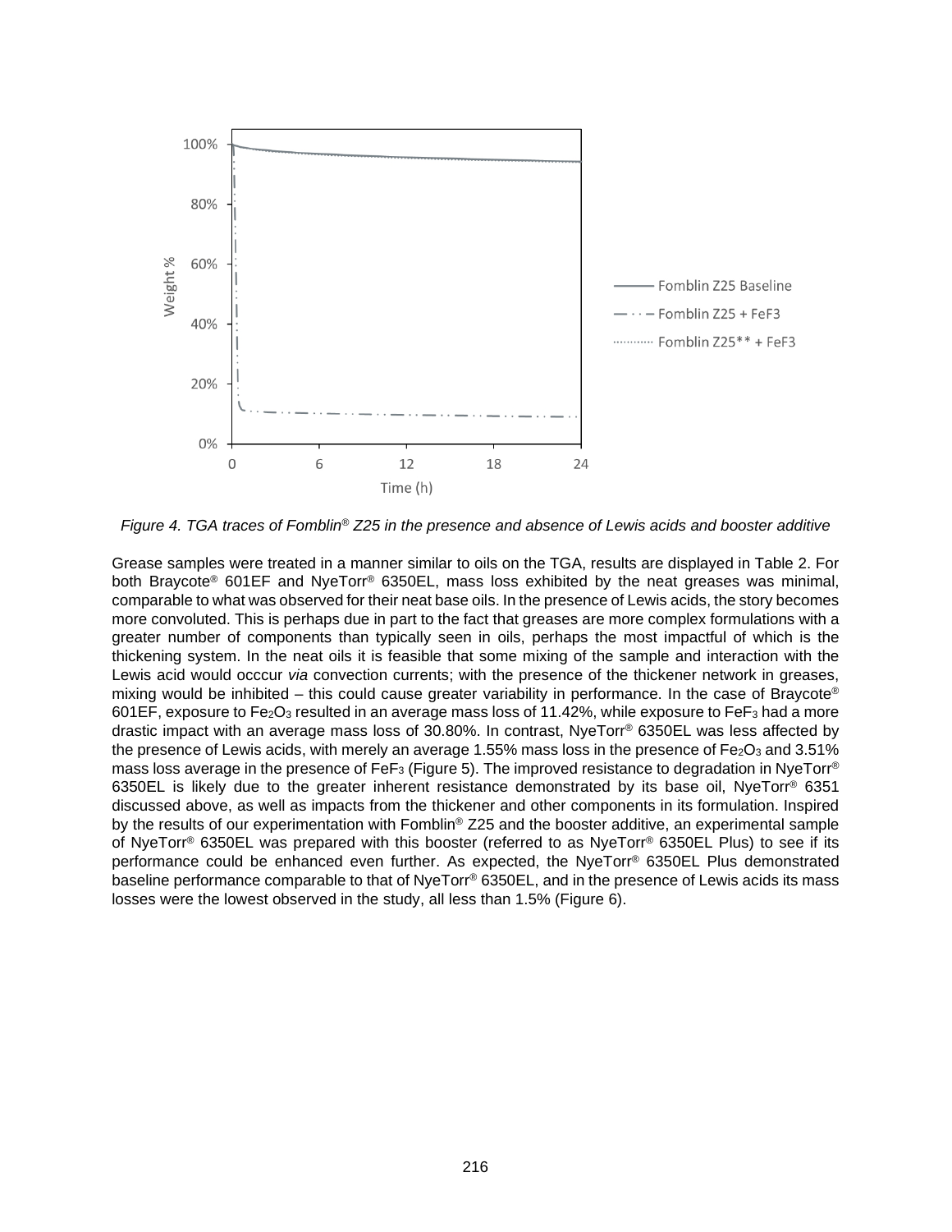*Figure 4. TGA traces of Fomblin® Z25 in the presence and absence of Lewis acids and booster additive*

Grease samples were treated in a manner similar to oils on the TGA, results are displayed in Table 2. For both Braycote® 601EF and NyeTorr® 6350EL, mass loss exhibited by the neat greases was minimal, comparable to what was observed for their neat base oils. In the presence of Lewis acids, the story becomes more convoluted. This is perhaps due in part to the fact that greases are more complex formulations with a greater number of components than typically seen in oils, perhaps the most impactful of which is the thickening system. In the neat oils it is feasible that some mixing of the sample and interaction with the Lewis acid would occcur *via* convection currents; with the presence of the thickener network in greases, mixing would be inhibited – this could cause greater variability in performance. In the case of Braycote® 601EF, exposure to $Fe_2O_3$ resulted in an average mass loss of 11.42%, while exposure to $FeF_3$ had a more drastic impact with an average mass loss of 30.80%. In contrast, NyeTorr® 6350EL was less affected by the presence of Lewis acids, with merely an average 1.55% mass loss in the presence of $Fe_2O_3$ and 3.51% mass loss average in the presence of $FeF_3$ (Figure 5). The improved resistance to degradation in NyeTorr® 6350EL is likely due to the greater inherent resistance demonstrated by its base oil, NyeTorr® 6351 discussed above, as well as impacts from the thickener and other components in its formulation. Inspired by the results of our experimentation with Fomblin® Z25 and the booster additive, an experimental sample of NyeTorr® 6350EL was prepared with this booster (referred to as NyeTorr® 6350EL Plus) to see if its performance could be enhanced even further. As expected, the NyeTorr® 6350EL Plus demonstrated baseline performance comparable to that of NyeTorr® 6350EL, and in the presence of Lewis acids its mass losses were the lowest observed in the study, all less than 1.5% (Figure 6).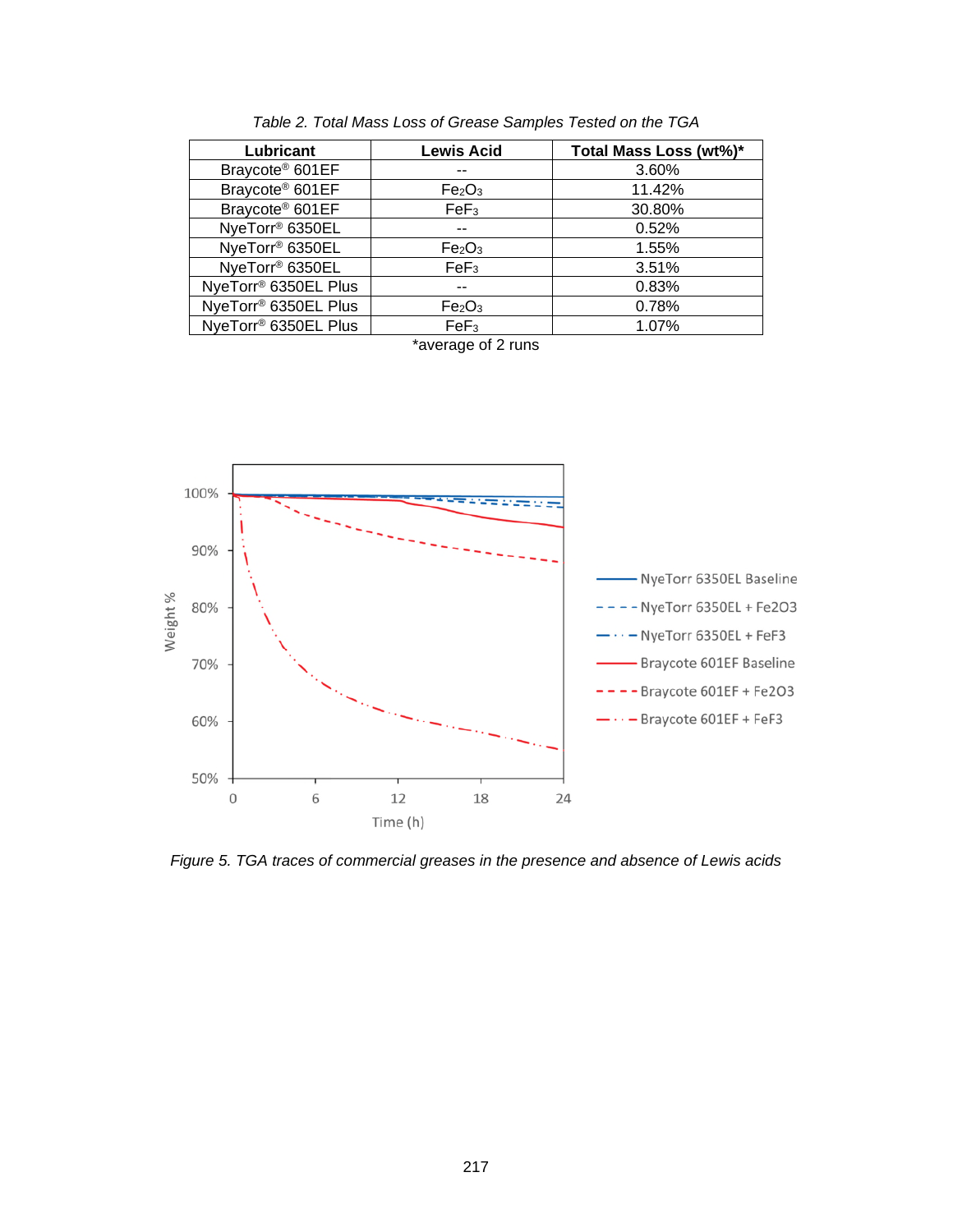*Table 2. Total Mass Loss of Grease Samples Tested on the TGA*

| Lubricant | Lewis Acid | Total Mass Loss (wt%)* |
|---|---|---|
| Braycote® 601EF | -- | 3.60% |
| Braycote® 601EF | $Fe_2O_3$ | 11.42% |
| Braycote® 601EF | $FeF_3$ | 30.80% |
| NyeTorr® 6350EL | -- | 0.52% |
| NyeTorr® 6350EL | $Fe_2O_3$ | 1.55% |
| NyeTorr® 6350EL | $FeF_3$ | 3.51% |
| NyeTorr® 6350EL Plus | -- | 0.83% |
| NyeTorr® 6350EL Plus | $Fe_2O_3$ | 0.78% |
| NyeTorr® 6350EL Plus | $FeF_3$ | 1.07% |

*average of 2 runs

*Figure 5. TGA traces of commercial greases in the presence and absence of Lewis acids*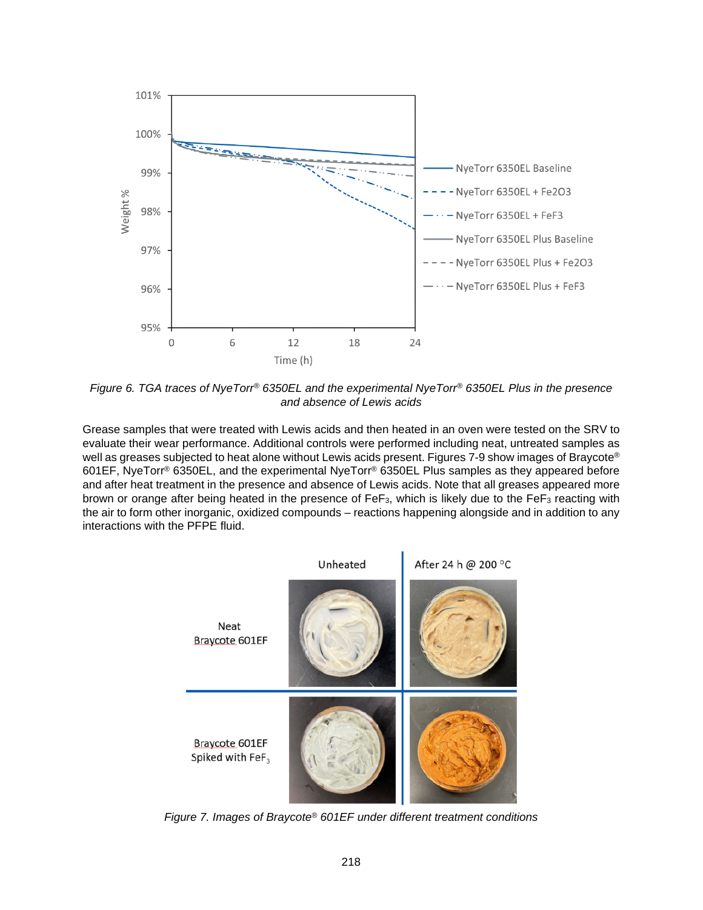*Figure 6. TGA traces of NyeTorr® 6350EL and the experimental NyeTorr® 6350EL Plus in the presence and absence of Lewis acids*

Grease samples that were treated with Lewis acids and then heated in an oven were tested on the SRV to evaluate their wear performance. Additional controls were performed including neat, untreated samples as well as greases subjected to heat alone without Lewis acids present. Figures 7-9 show images of Braycote® 601EF, NyeTorr® 6350EL, and the experimental NyeTorr® 6350EL Plus samples as they appeared before and after heat treatment in the presence and absence of Lewis acids. Note that all greases appeared more brown or orange after being heated in the presence of $FeF_3$, which is likely due to the $FeF_3$ reacting with the air to form other inorganic, oxidized compounds – reactions happening alongside and in addition to any interactions with the PFPE fluid.

*Figure 7. Images of Braycote® 601EF under different treatment conditions*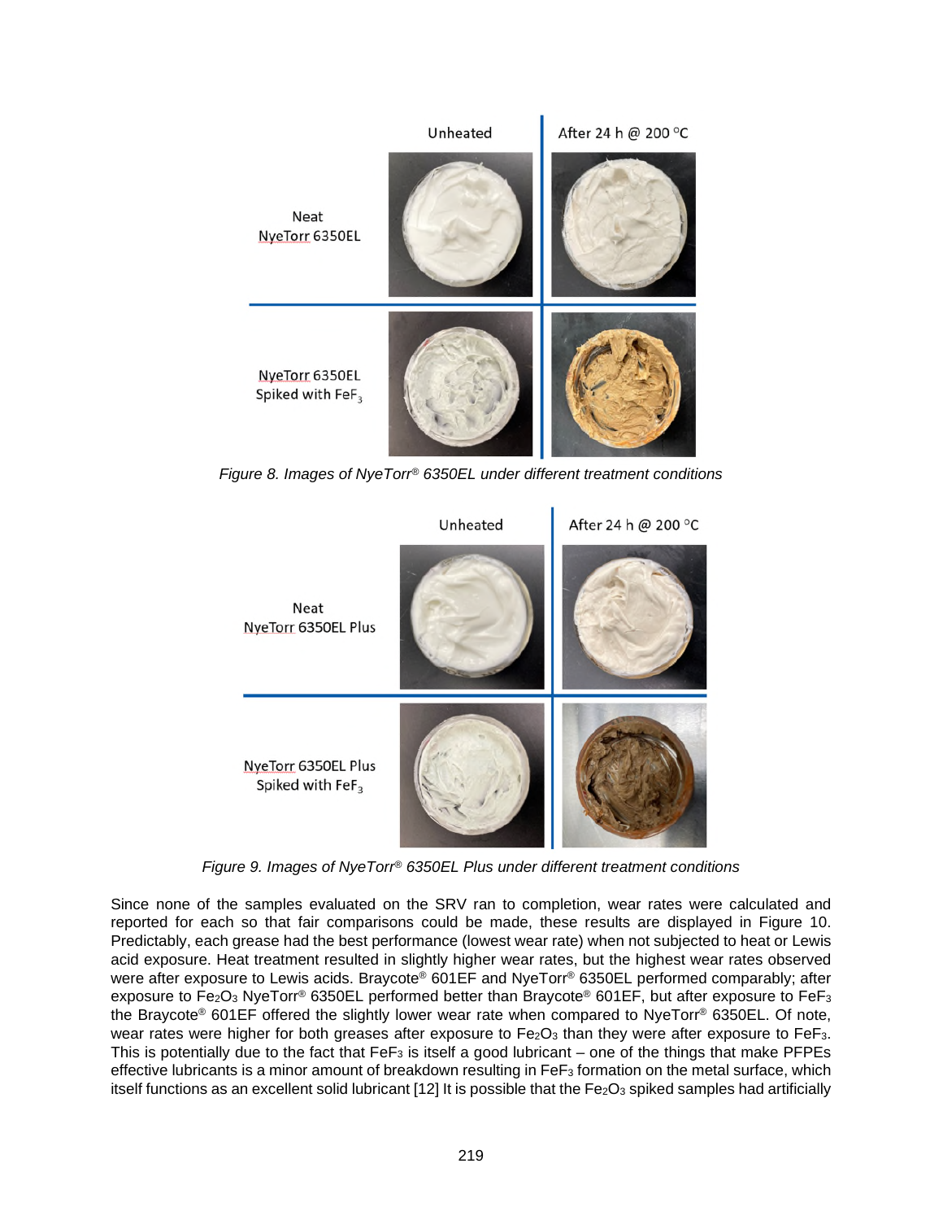*Figure 8. Images of NyeTorr® 6350EL under different treatment conditions*

*Figure 9. Images of NyeTorr® 6350EL Plus under different treatment conditions*

Since none of the samples evaluated on the SRV ran to completion, wear rates were calculated and reported for each so that fair comparisons could be made, these results are displayed in Figure 10. Predictably, each grease had the best performance (lowest wear rate) when not subjected to heat or Lewis acid exposure. Heat treatment resulted in slightly higher wear rates, but the highest wear rates observed were after exposure to Lewis acids. Braycote® 601EF and NyeTorr® 6350EL performed comparably; after exposure to $Fe_2O_3$ NyeTorr® 6350EL performed better than Braycote® 601EF, but after exposure to $FeF_3$ the Braycote® 601EF offered the slightly lower wear rate when compared to NyeTorr® 6350EL. Of note, wear rates were higher for both greases after exposure to $Fe_2O_3$ than they were after exposure to $FeF_3$. This is potentially due to the fact that $FeF_3$ is itself a good lubricant – one of the things that make PFPEs effective lubricants is a minor amount of breakdown resulting in $FeF_3$ formation on the metal surface, which itself functions as an excellent solid lubricant [12] It is possible that the $Fe_2O_3$ spiked samples had artificially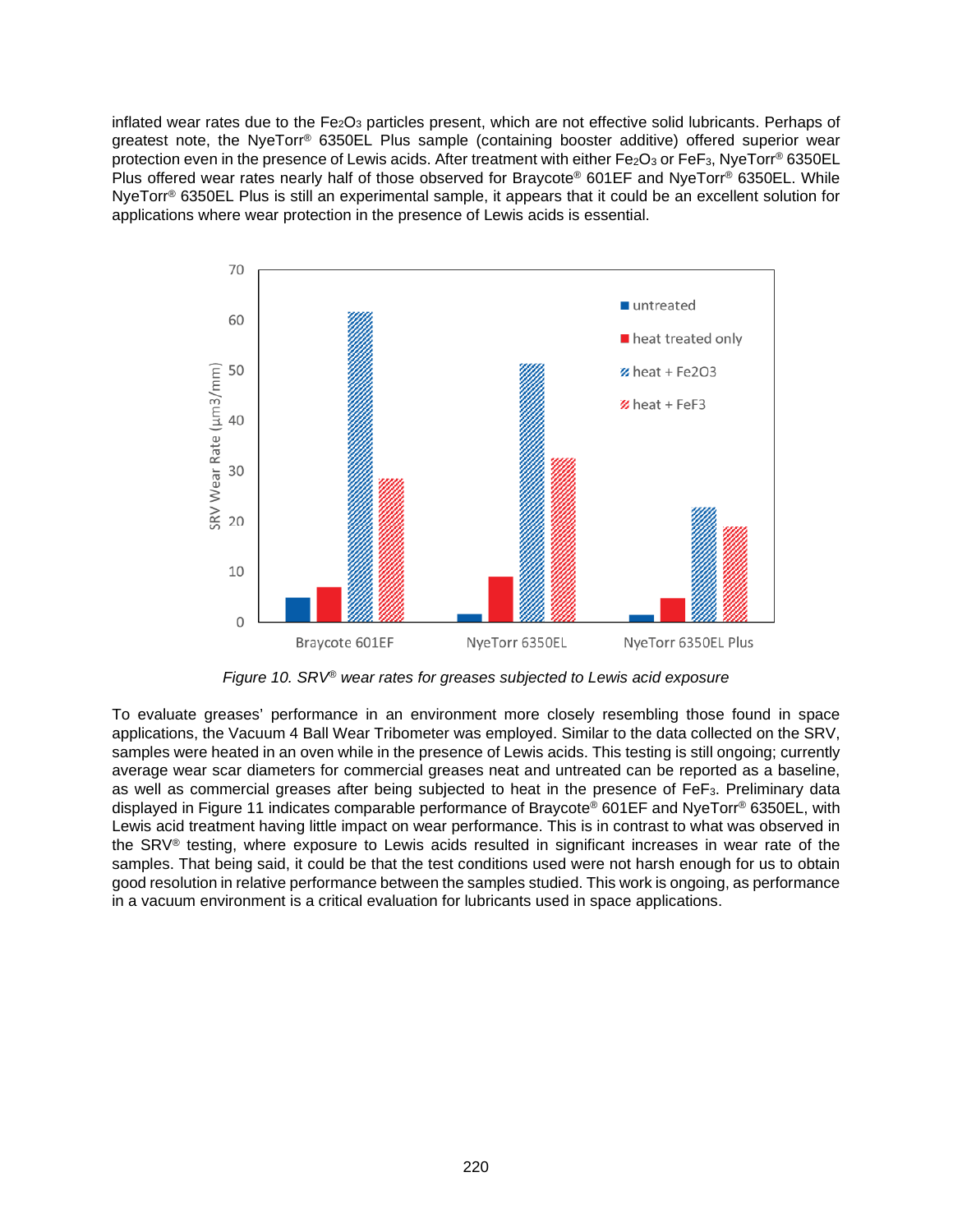inflated wear rates due to the $Fe_2O_3$ particles present, which are not effective solid lubricants. Perhaps of greatest note, the NyeTorr® 6350EL Plus sample (containing booster additive) offered superior wear protection even in the presence of Lewis acids. After treatment with either $Fe_2O_3$ or $FeF_3$, NyeTorr® 6350EL Plus offered wear rates nearly half of those observed for Braycote® 601EF and NyeTorr® 6350EL. While NyeTorr® 6350EL Plus is still an experimental sample, it appears that it could be an excellent solution for applications where wear protection in the presence of Lewis acids is essential.

*Figure 10. SRV® wear rates for greases subjected to Lewis acid exposure*

To evaluate greases' performance in an environment more closely resembling those found in space applications, the Vacuum 4 Ball Wear Tribometer was employed. Similar to the data collected on the SRV, samples were heated in an oven while in the presence of Lewis acids. This testing is still ongoing; currently average wear scar diameters for commercial greases neat and untreated can be reported as a baseline, as well as commercial greases after being subjected to heat in the presence of $FeF_3$. Preliminary data displayed in Figure 11 indicates comparable performance of Braycote® 601EF and NyeTorr® 6350EL, with Lewis acid treatment having little impact on wear performance. This is in contrast to what was observed in the SRV® testing, where exposure to Lewis acids resulted in significant increases in wear rate of the samples. That being said, it could be that the test conditions used were not harsh enough for us to obtain good resolution in relative performance between the samples studied. This work is ongoing, as performance in a vacuum environment is a critical evaluation for lubricants used in space applications.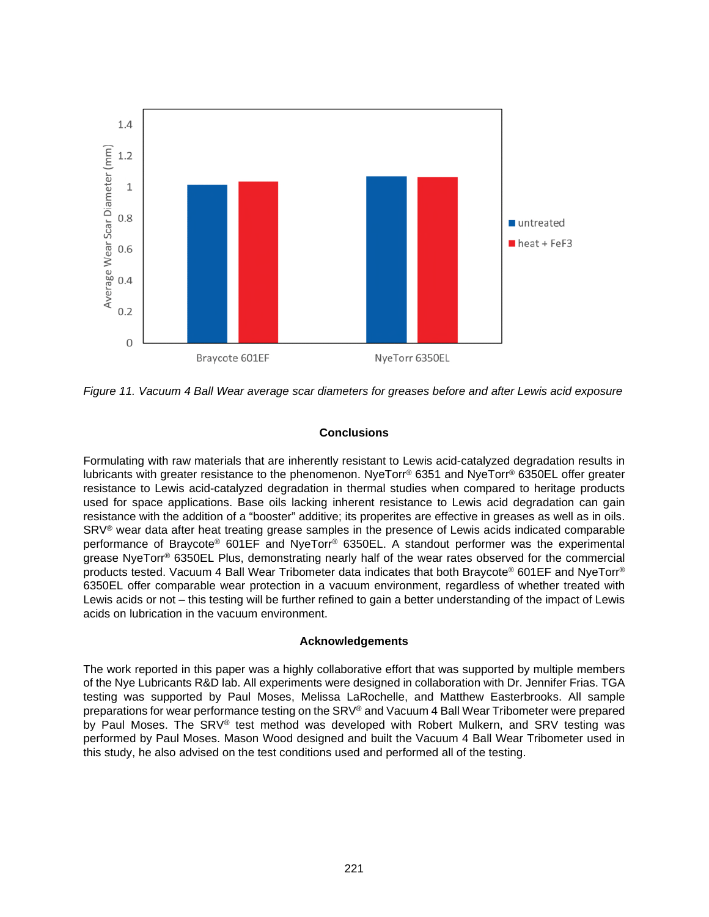Figure 11. Vacuum 4 Ball Wear average scar diameters for greases before and after Lewis acid exposure

## Conclusions

Formulating with raw materials that are inherently resistant to Lewis acid-catalyzed degradation results in lubricants with greater resistance to the phenomenon. NyeTorr® 6351 and NyeTorr® 6350EL offer greater resistance to Lewis acid-catalyzed degradation in thermal studies when compared to heritage products used for space applications. Base oils lacking inherent resistance to Lewis acid degradation can gain resistance with the addition of a "booster" additive; its properites are effective in greases as well as in oils. SRV® wear data after heat treating grease samples in the presence of Lewis acids indicated comparable performance of Braycote® 601EF and NyeTorr® 6350EL. A standout performer was the experimental grease NyeTorr® 6350EL Plus, demonstrating nearly half of the wear rates observed for the commercial products tested. Vacuum 4 Ball Wear Tribometer data indicates that both Braycote® 601EF and NyeTorr® 6350EL offer comparable wear protection in a vacuum environment, regardless of whether treated with Lewis acids or not – this testing will be further refined to gain a better understanding of the impact of Lewis acids on lubrication in the vacuum environment.

## Acknowledgements

The work reported in this paper was a highly collaborative effort that was supported by multiple members of the Nye Lubricants R&D lab. All experiments were designed in collaboration with Dr. Jennifer Frias. TGA testing was supported by Paul Moses, Melissa LaRochelle, and Matthew Easterbrooks. All sample preparations for wear performance testing on the SRV® and Vacuum 4 Ball Wear Tribometer were prepared by Paul Moses. The SRV® test method was developed with Robert Mulkern, and SRV testing was performed by Paul Moses. Mason Wood designed and built the Vacuum 4 Ball Wear Tribometer used in this study, he also advised on the test conditions used and performed all of the testing.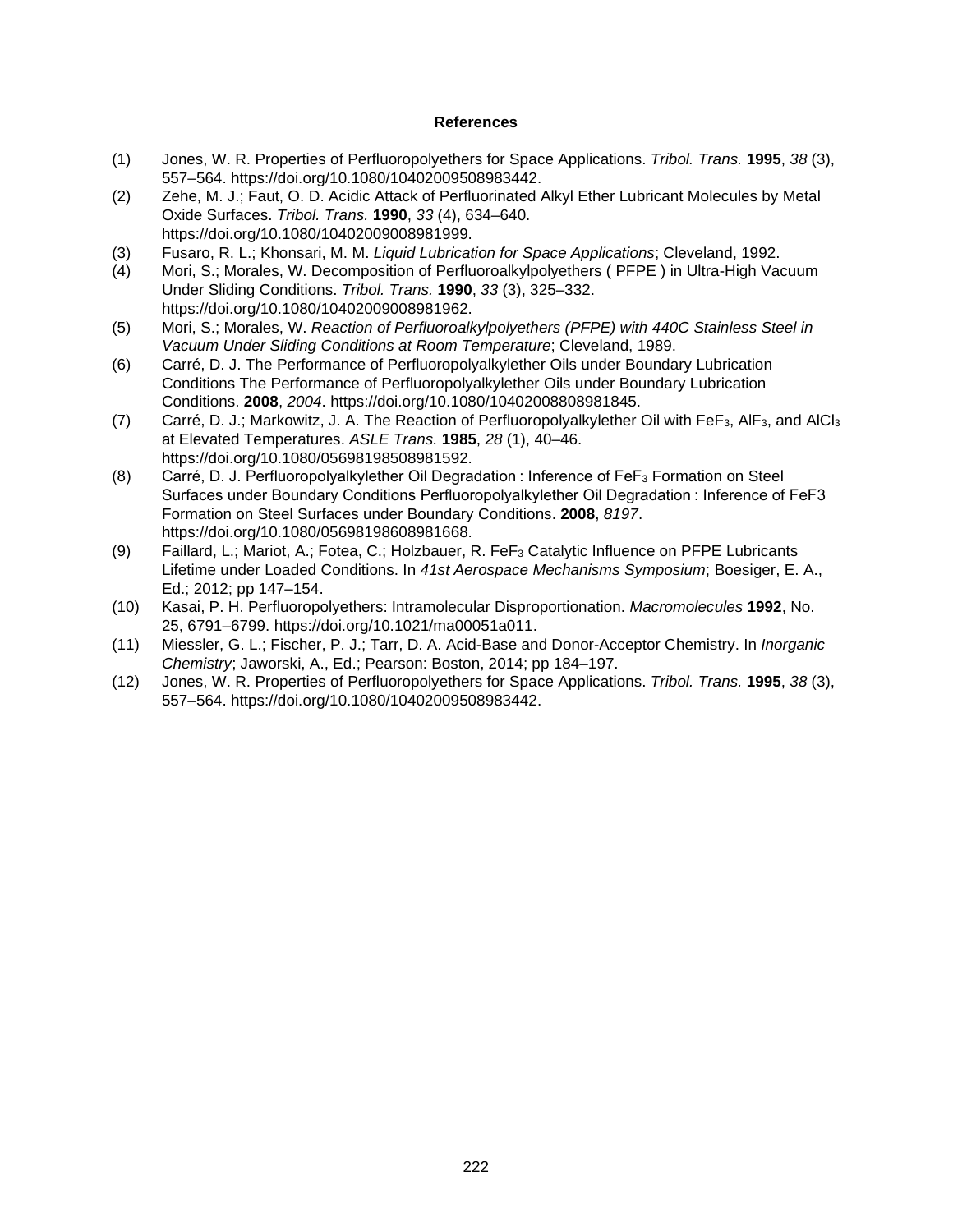## References

(1) Jones, W. R. Properties of Perfluoropolyethers for Space Applications. *Tribol. Trans.* **1995**, *38* (3), 557–564. https://doi.org/10.1080/10402009508983442.

(2) Zehe, M. J.; Faut, O. D. Acidic Attack of Perfluorinated Alkyl Ether Lubricant Molecules by Metal Oxide Surfaces. *Tribol. Trans.* **1990**, *33* (4), 634–640. https://doi.org/10.1080/10402009008981999.

(3) Fusaro, R. L.; Khonsari, M. M. *Liquid Lubrication for Space Applications*; Cleveland, 1992.

(4) Mori, S.; Morales, W. Decomposition of Perfluoroalkylpolyethers ( PFPE ) in Ultra-High Vacuum Under Sliding Conditions. *Tribol. Trans.* **1990**, *33* (3), 325–332. https://doi.org/10.1080/10402009008981962.

(5) Mori, S.; Morales, W. *Reaction of Perfluoroalkylpolyethers (PFPE) with 440C Stainless Steel in Vacuum Under Sliding Conditions at Room Temperature*; Cleveland, 1989.

(6) Carré, D. J. The Performance of Perfluoropolyalkylether Oils under Boundary Lubrication Conditions The Performance of Perfluoropolyalkylether Oils under Boundary Lubrication Conditions. **2008**, *2004*. https://doi.org/10.1080/10402008808981845.

(7) Carré, D. J.; Markowitz, J. A. The Reaction of Perfluoropolyalkylether Oil with $FeF_3$, $AlF_3$, and $AlCl_3$ at Elevated Temperatures. *ASLE Trans.* **1985**, *28* (1), 40–46. https://doi.org/10.1080/05698198508981592.

(8) Carré, D. J. Perfluoropolyalkylether Oil Degradation : Inference of $FeF_3$ Formation on Steel Surfaces under Boundary Conditions Perfluoropolyalkylether Oil Degradation : Inference of FeF3 Formation on Steel Surfaces under Boundary Conditions. **2008**, *8197*. https://doi.org/10.1080/05698198608981668.

(9) Faillard, L.; Mariot, A.; Fotea, C.; Holzbauer, R. $FeF_3$ Catalytic Influence on PFPE Lubricants Lifetime under Loaded Conditions. In *41st Aerospace Mechanisms Symposium*; Boesiger, E. A., Ed.; 2012; pp 147–154.

(10) Kasai, P. H. Perfluoropolyethers: Intramolecular Disproportionation. *Macromolecules* **1992**, No. 25, 6791–6799. https://doi.org/10.1021/ma00051a011.

(11) Miessler, G. L.; Fischer, P. J.; Tarr, D. A. Acid-Base and Donor-Acceptor Chemistry. In *Inorganic Chemistry*; Jaworski, A., Ed.; Pearson: Boston, 2014; pp 184–197.

(12) Jones, W. R. Properties of Perfluoropolyethers for Space Applications. *Tribol. Trans.* **1995**, *38* (3), 557–564. https://doi.org/10.1080/10402009508983442.